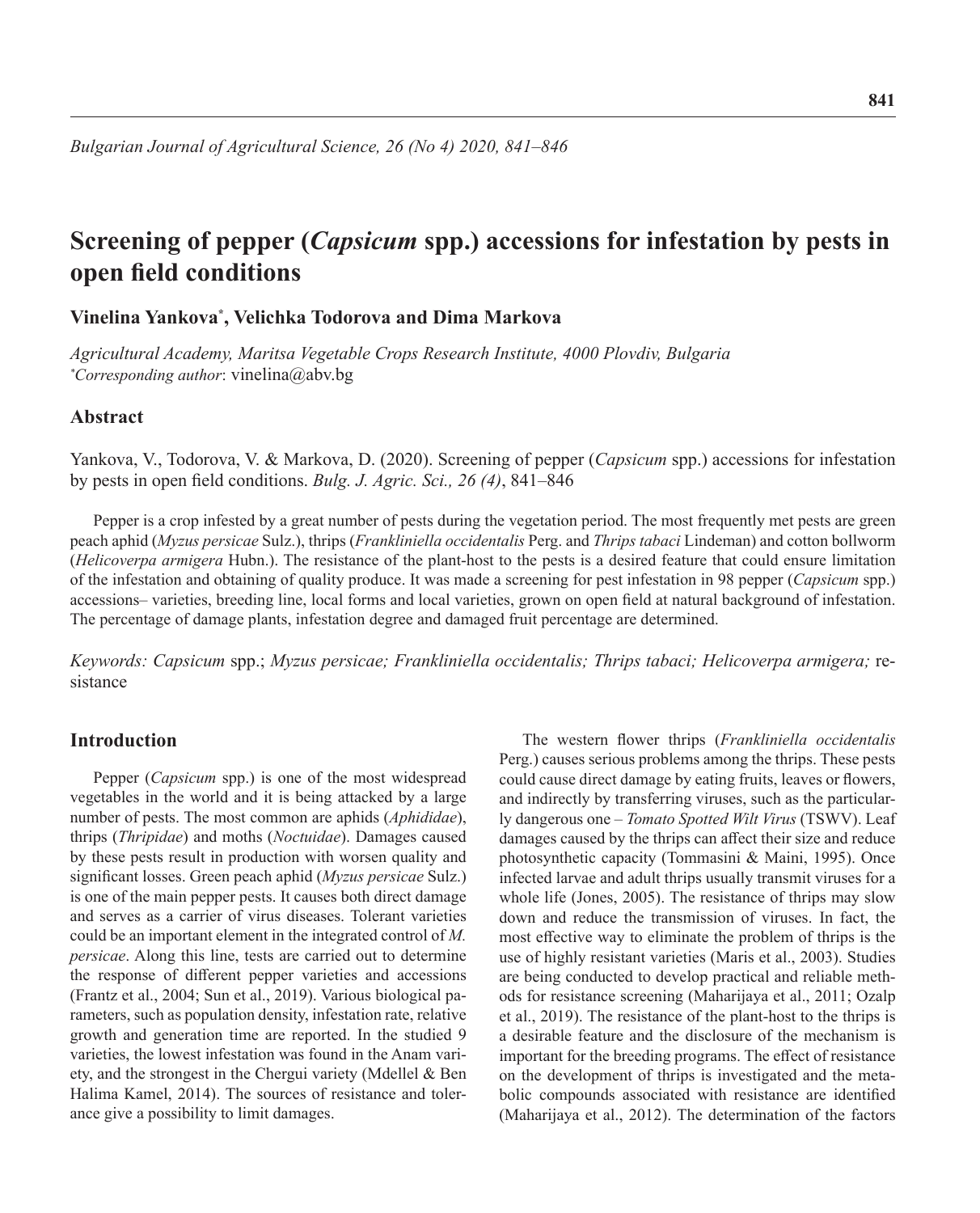# Screening of pepper (*Capsicum* spp.) accessions for infestation by pests in open field conditions

**Vinelina Yankova[*], Velichka Todorova and Dima Markova**

*Agricultural Academy, Maritsa Vegetable Crops Research Institute, 4000 Plovdiv, Bulgaria*
*[*]Corresponding author*: vinelina@abv.bg

## Abstract

Yankova, V., Todorova, V. & Markova, D. (2020). Screening of pepper (*Capsicum* spp.) accessions for infestation by pests in open field conditions. *Bulg. J. Agric. Sci., 26 (4)*, 841–846

Pepper is a crop infested by a great number of pests during the vegetation period. The most frequently met pests are green peach aphid (*Myzus persicae* Sulz.), thrips (*Frankliniella occidentalis* Perg. and *Thrips tabaci* Lindeman) and cotton bollworm (*Helicoverpa armigera* Hubn.). The resistance of the plant-host to the pests is a desired feature that could ensure limitation of the infestation and obtaining of quality produce. It was made a screening for pest infestation in 98 pepper (*Capsicum* spp.) accessions– varieties, breeding line, local forms and local varieties, grown on open field at natural background of infestation. The percentage of damage plants, infestation degree and damaged fruit percentage are determined.

*Keywords: Capsicum* spp.; *Myzus persicae; Frankliniella occidentalis; Thrips tabaci; Helicoverpa armigera;* resistance

## Introduction

Pepper (*Capsicum* spp.) is one of the most widespread vegetables in the world and it is being attacked by a large number of pests. The most common are aphids (*Aphididae*), thrips (*Thripidae*) and moths (*Noctuidae*). Damages caused by these pests result in production with worsen quality and significant losses. Green peach aphid (*Myzus persicae* Sulz.) is one of the main pepper pests. It causes both direct damage and serves as a carrier of virus diseases. Tolerant varieties could be an important element in the integrated control of *M. persicae*. Along this line, tests are carried out to determine the response of different pepper varieties and accessions (Frantz et al., 2004; Sun et al., 2019). Various biological parameters, such as population density, infestation rate, relative growth and generation time are reported. In the studied 9 varieties, the lowest infestation was found in the Anam variety, and the strongest in the Chergui variety (Mdellel & Ben Halima Kamel, 2014). The sources of resistance and tolerance give a possibility to limit damages.

The western flower thrips (*Frankliniella occidentalis* Perg.) causes serious problems among the thrips. These pests could cause direct damage by eating fruits, leaves or flowers, and indirectly by transferring viruses, such as the particularly dangerous one – *Tomato Spotted Wilt Virus* (TSWV). Leaf damages caused by the thrips can affect their size and reduce photosynthetic capacity (Tommasini & Maini, 1995). Once infected larvae and adult thrips usually transmit viruses for a whole life (Jones, 2005). The resistance of thrips may slow down and reduce the transmission of viruses. In fact, the most effective way to eliminate the problem of thrips is the use of highly resistant varieties (Maris et al., 2003). Studies are being conducted to develop practical and reliable methods for resistance screening (Maharijaya et al., 2011; Ozalp et al., 2019). The resistance of the plant-host to the thrips is a desirable feature and the disclosure of the mechanism is important for the breeding programs. The effect of resistance on the development of thrips is investigated and the metabolic compounds associated with resistance are identified (Maharijaya et al., 2012). The determination of the factors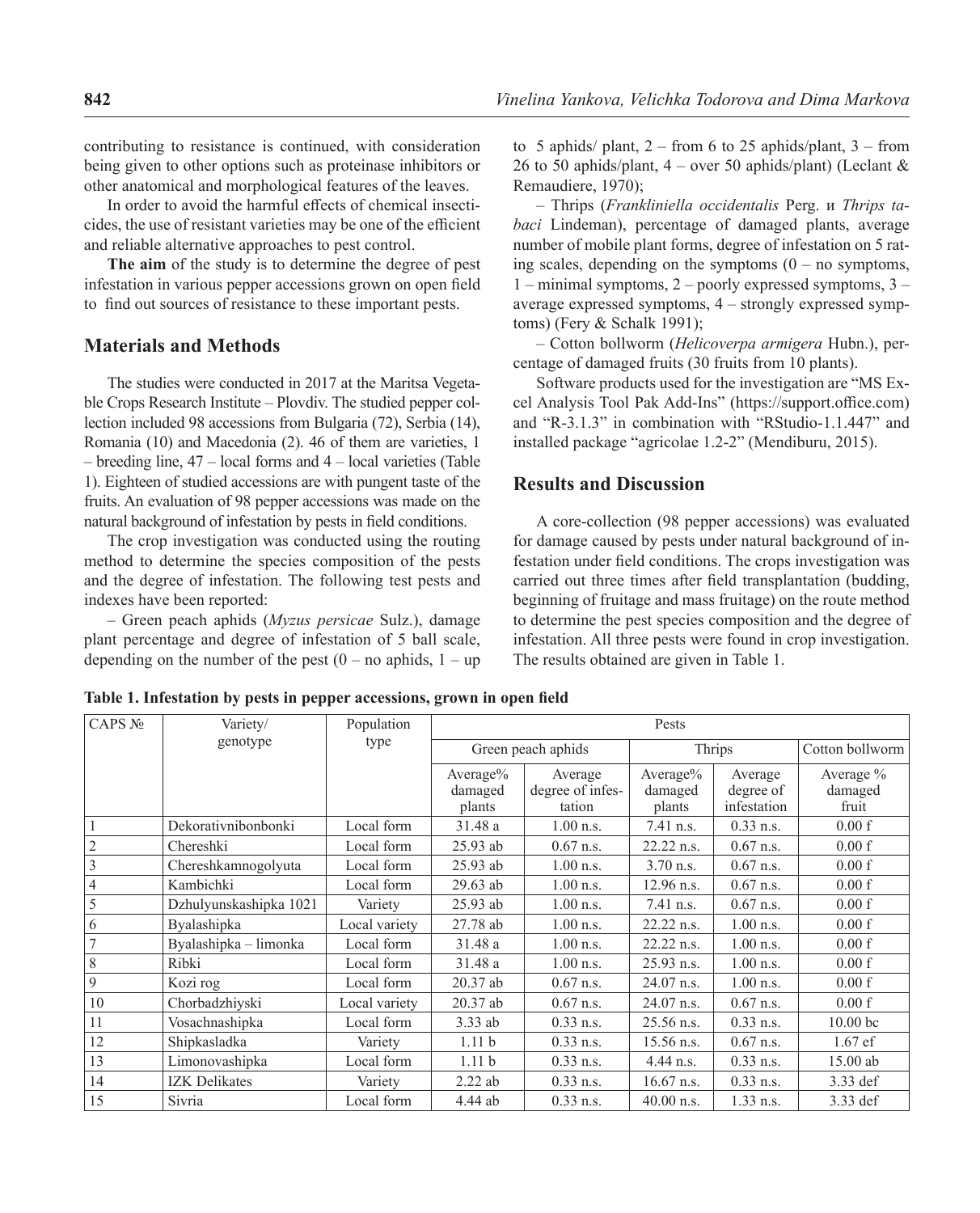contributing to resistance is continued, with consideration being given to other options such as proteinase inhibitors or other anatomical and morphological features of the leaves.

In order to avoid the harmful effects of chemical insecticides, the use of resistant varieties may be one of the efficient and reliable alternative approaches to pest control.

**The aim** of the study is to determine the degree of pest infestation in various pepper accessions grown on open field to find out sources of resistance to these important pests.

## Materials and Methods

The studies were conducted in 2017 at the Maritsa Vegetable Crops Research Institute – Plovdiv. The studied pepper collection included 98 accessions from Bulgaria (72), Serbia (14), Romania (10) and Macedonia (2). 46 of them are varieties, 1 – breeding line, 47 – local forms and 4 – local varieties (Table 1). Eighteen of studied accessions are with pungent taste of the fruits. An evaluation of 98 pepper accessions was made on the natural background of infestation by pests in field conditions.

The crop investigation was conducted using the routing method to determine the species composition of the pests and the degree of infestation. The following test pests and indexes have been reported:

– Green peach aphids (*Myzus persicae* Sulz.), damage plant percentage and degree of infestation of 5 ball scale, depending on the number of the pest (0 – no aphids, 1 – up to 5 aphids/ plant, 2 – from 6 to 25 aphids/plant, 3 – from 26 to 50 aphids/plant, 4 – over 50 aphids/plant) (Leclant & Remaudiere, 1970);

– Thrips (*Frankliniella occidentalis* Perg. и *Thrips tabaci* Lindeman), percentage of damaged plants, average number of mobile plant forms, degree of infestation on 5 rating scales, depending on the symptoms (0 – no symptoms, 1 – minimal symptoms, 2 – poorly expressed symptoms, 3 – average expressed symptoms, 4 – strongly expressed symptoms) (Fery & Schalk 1991);

– Cotton bollworm (*Helicoverpa armigera* Hubn.), percentage of damaged fruits (30 fruits from 10 plants).

Software products used for the investigation are "MS Excel Analysis Tool Pak Add-Ins" (https://support.office.com) and "R-3.1.3" in combination with "RStudio-1.1.447" and installed package "agricolae 1.2-2" (Mendiburu, 2015).

## Results and Discussion

A core-collection (98 pepper accessions) was evaluated for damage caused by pests under natural background of infestation under field conditions. The crops investigation was carried out three times after field transplantation (budding, beginning of fruitage and mass fruitage) on the route method to determine the pest species composition and the degree of infestation. All three pests were found in crop investigation. The results obtained are given in Table 1.

**Table 1. Infestation by pests in pepper accessions, grown in open field**

| CAPS № | Variety/ genotype | Population type | Pests | | | | |
|---|---|---|---|---|---|---|---|
| | | | Green peach aphids | | Thrips | | Cotton bollworm |
| | | | Average% damaged plants | Average degree of infestation | Average% damaged plants | Average degree of infestation | Average % damaged fruit |
| 1 | Dekorativnibonbonki | Local form | 31.48 a | 1.00 n.s. | 7.41 n.s. | 0.33 n.s. | 0.00 f |
| 2 | Chereshki | Local form | 25.93 ab | 0.67 n.s. | 22.22 n.s. | 0.67 n.s. | 0.00 f |
| 3 | Chereshkamnogolyuta | Local form | 25.93 ab | 1.00 n.s. | 3.70 n.s. | 0.67 n.s. | 0.00 f |
| 4 | Kambichki | Local form | 29.63 ab | 1.00 n.s. | 12.96 n.s. | 0.67 n.s. | 0.00 f |
| 5 | Dzhulyunskashipka 1021 | Variety | 25.93 ab | 1.00 n.s. | 7.41 n.s. | 0.67 n.s. | 0.00 f |
| 6 | Byalashipka | Local variety | 27.78 ab | 1.00 n.s. | 22.22 n.s. | 1.00 n.s. | 0.00 f |
| 7 | Byalashipka – limonka | Local form | 31.48 a | 1.00 n.s. | 22.22 n.s. | 1.00 n.s. | 0.00 f |
| 8 | Ribki | Local form | 31.48 a | 1.00 n.s. | 25.93 n.s. | 1.00 n.s. | 0.00 f |
| 9 | Kozi rog | Local form | 20.37 ab | 0.67 n.s. | 24.07 n.s. | 1.00 n.s. | 0.00 f |
| 10 | Chorbadzhiyski | Local variety | 20.37 ab | 0.67 n.s. | 24.07 n.s. | 0.67 n.s. | 0.00 f |
| 11 | Vosachnashipka | Local form | 3.33 ab | 0.33 n.s. | 25.56 n.s. | 0.33 n.s. | 10.00 bc |
| 12 | Shipkasladka | Variety | 1.11 b | 0.33 n.s. | 15.56 n.s. | 0.67 n.s. | 1.67 ef |
| 13 | Limonovashipka | Local form | 1.11 b | 0.33 n.s. | 4.44 n.s. | 0.33 n.s. | 15.00 ab |
| 14 | IZK Delikates | Variety | 2.22 ab | 0.33 n.s. | 16.67 n.s. | 0.33 n.s. | 3.33 def |
| 15 | Sivria | Local form | 4.44 ab | 0.33 n.s. | 40.00 n.s. | 1.33 n.s. | 3.33 def |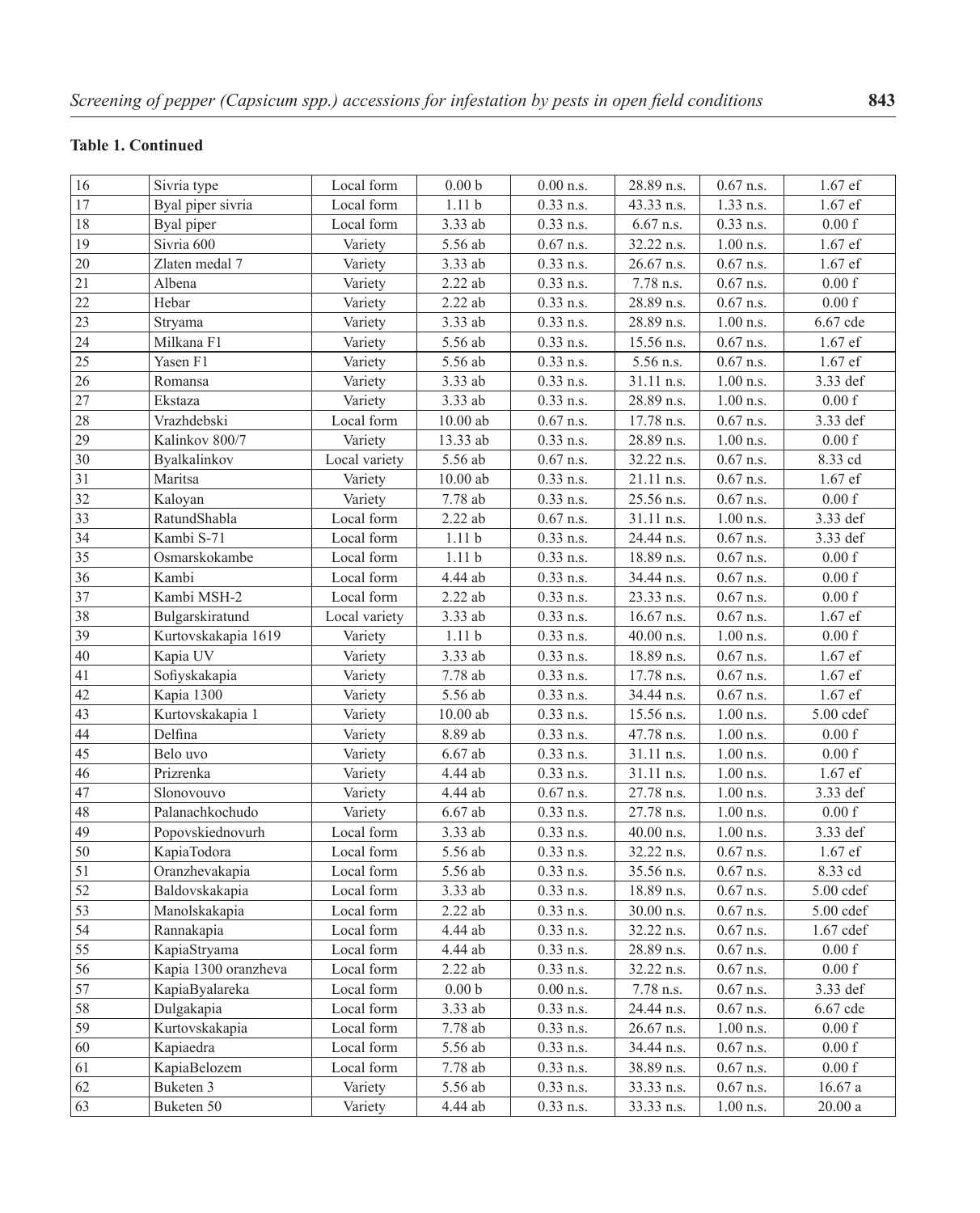**Table 1. Continued**

| | | | | | | | |
|---|---|---|---|---|---|---|---|
| 16 | Sivria type | Local form | 0.00 b | 0.00 n.s. | 28.89 n.s. | 0.67 n.s. | 1.67 ef |
| 17 | Byal piper sivria | Local form | 1.11 b | 0.33 n.s. | 43.33 n.s. | 1.33 n.s. | 1.67 ef |
| 18 | Byal piper | Local form | 3.33 ab | 0.33 n.s. | 6.67 n.s. | 0.33 n.s. | 0.00 f |
| 19 | Sivria 600 | Variety | 5.56 ab | 0.67 n.s. | 32.22 n.s. | 1.00 n.s. | 1.67 ef |
| 20 | Zlaten medal 7 | Variety | 3.33 ab | 0.33 n.s. | 26.67 n.s. | 0.67 n.s. | 1.67 ef |
| 21 | Albena | Variety | 2.22 ab | 0.33 n.s. | 7.78 n.s. | 0.67 n.s. | 0.00 f |
| 22 | Hebar | Variety | 2.22 ab | 0.33 n.s. | 28.89 n.s. | 0.67 n.s. | 0.00 f |
| 23 | Stryama | Variety | 3.33 ab | 0.33 n.s. | 28.89 n.s. | 1.00 n.s. | 6.67 cde |
| 24 | Milkana F1 | Variety | 5.56 ab | 0.33 n.s. | 15.56 n.s. | 0.67 n.s. | 1.67 ef |
| 25 | Yasen F1 | Variety | 5.56 ab | 0.33 n.s. | 5.56 n.s. | 0.67 n.s. | 1.67 ef |
| 26 | Romansa | Variety | 3.33 ab | 0.33 n.s. | 31.11 n.s. | 1.00 n.s. | 3.33 def |
| 27 | Ekstaza | Variety | 3.33 ab | 0.33 n.s. | 28.89 n.s. | 1.00 n.s. | 0.00 f |
| 28 | Vrazhdebski | Local form | 10.00 ab | 0.67 n.s. | 17.78 n.s. | 0.67 n.s. | 3.33 def |
| 29 | Kalinkov 800/7 | Variety | 13.33 ab | 0.33 n.s. | 28.89 n.s. | 1.00 n.s. | 0.00 f |
| 30 | Byalkalinkov | Local variety | 5.56 ab | 0.67 n.s. | 32.22 n.s. | 0.67 n.s. | 8.33 cd |
| 31 | Maritsa | Variety | 10.00 ab | 0.33 n.s. | 21.11 n.s. | 0.67 n.s. | 1.67 ef |
| 32 | Kaloyan | Variety | 7.78 ab | 0.33 n.s. | 25.56 n.s. | 0.67 n.s. | 0.00 f |
| 33 | RatundShabla | Local form | 2.22 ab | 0.67 n.s. | 31.11 n.s. | 1.00 n.s. | 3.33 def |
| 34 | Kambi S-71 | Local form | 1.11 b | 0.33 n.s. | 24.44 n.s. | 0.67 n.s. | 3.33 def |
| 35 | Osmarskokambe | Local form | 1.11 b | 0.33 n.s. | 18.89 n.s. | 0.67 n.s. | 0.00 f |
| 36 | Kambi | Local form | 4.44 ab | 0.33 n.s. | 34.44 n.s. | 0.67 n.s. | 0.00 f |
| 37 | Kambi MSH-2 | Local form | 2.22 ab | 0.33 n.s. | 23.33 n.s. | 0.67 n.s. | 0.00 f |
| 38 | Bulgarskiratund | Local variety | 3.33 ab | 0.33 n.s. | 16.67 n.s. | 0.67 n.s. | 1.67 ef |
| 39 | Kurtovskakapia 1619 | Variety | 1.11 b | 0.33 n.s. | 40.00 n.s. | 1.00 n.s. | 0.00 f |
| 40 | Kapia UV | Variety | 3.33 ab | 0.33 n.s. | 18.89 n.s. | 0.67 n.s. | 1.67 ef |
| 41 | Sofiyskakapia | Variety | 7.78 ab | 0.33 n.s. | 17.78 n.s. | 0.67 n.s. | 1.67 ef |
| 42 | Kapia 1300 | Variety | 5.56 ab | 0.33 n.s. | 34.44 n.s. | 0.67 n.s. | 1.67 ef |
| 43 | Kurtovskakapia 1 | Variety | 10.00 ab | 0.33 n.s. | 15.56 n.s. | 1.00 n.s. | 5.00 cdef |
| 44 | Delfina | Variety | 8.89 ab | 0.33 n.s. | 47.78 n.s. | 1.00 n.s. | 0.00 f |
| 45 | Belo uvo | Variety | 6.67 ab | 0.33 n.s. | 31.11 n.s. | 1.00 n.s. | 0.00 f |
| 46 | Prizrenka | Variety | 4.44 ab | 0.33 n.s. | 31.11 n.s. | 1.00 n.s. | 1.67 ef |
| 47 | Slonovouvo | Variety | 4.44 ab | 0.67 n.s. | 27.78 n.s. | 1.00 n.s. | 3.33 def |
| 48 | Palanachkochudo | Variety | 6.67 ab | 0.33 n.s. | 27.78 n.s. | 1.00 n.s. | 0.00 f |
| 49 | Popovskiednovurh | Local form | 3.33 ab | 0.33 n.s. | 40.00 n.s. | 1.00 n.s. | 3.33 def |
| 50 | KapiaTodora | Local form | 5.56 ab | 0.33 n.s. | 32.22 n.s. | 0.67 n.s. | 1.67 ef |
| 51 | Oranzhevakapia | Local form | 5.56 ab | 0.33 n.s. | 35.56 n.s. | 0.67 n.s. | 8.33 cd |
| 52 | Baldovskakapia | Local form | 3.33 ab | 0.33 n.s. | 18.89 n.s. | 0.67 n.s. | 5.00 cdef |
| 53 | Manolskakapia | Local form | 2.22 ab | 0.33 n.s. | 30.00 n.s. | 0.67 n.s. | 5.00 cdef |
| 54 | Rannakapia | Local form | 4.44 ab | 0.33 n.s. | 32.22 n.s. | 0.67 n.s. | 1.67 cdef |
| 55 | KapiaStryama | Local form | 4.44 ab | 0.33 n.s. | 28.89 n.s. | 0.67 n.s. | 0.00 f |
| 56 | Kapia 1300 oranzheva | Local form | 2.22 ab | 0.33 n.s. | 32.22 n.s. | 0.67 n.s. | 0.00 f |
| 57 | KapiaByalareka | Local form | 0.00 b | 0.00 n.s. | 7.78 n.s. | 0.67 n.s. | 3.33 def |
| 58 | Dulgakapia | Local form | 3.33 ab | 0.33 n.s. | 24.44 n.s. | 0.67 n.s. | 6.67 cde |
| 59 | Kurtovskakapia | Local form | 7.78 ab | 0.33 n.s. | 26.67 n.s. | 1.00 n.s. | 0.00 f |
| 60 | Kapiaedra | Local form | 5.56 ab | 0.33 n.s. | 34.44 n.s. | 0.67 n.s. | 0.00 f |
| 61 | KapiaBelozem | Local form | 7.78 ab | 0.33 n.s. | 38.89 n.s. | 0.67 n.s. | 0.00 f |
| 62 | Buketen 3 | Variety | 5.56 ab | 0.33 n.s. | 33.33 n.s. | 0.67 n.s. | 16.67 a |
| 63 | Buketen 50 | Variety | 4.44 ab | 0.33 n.s. | 33.33 n.s. | 1.00 n.s. | 20.00 a |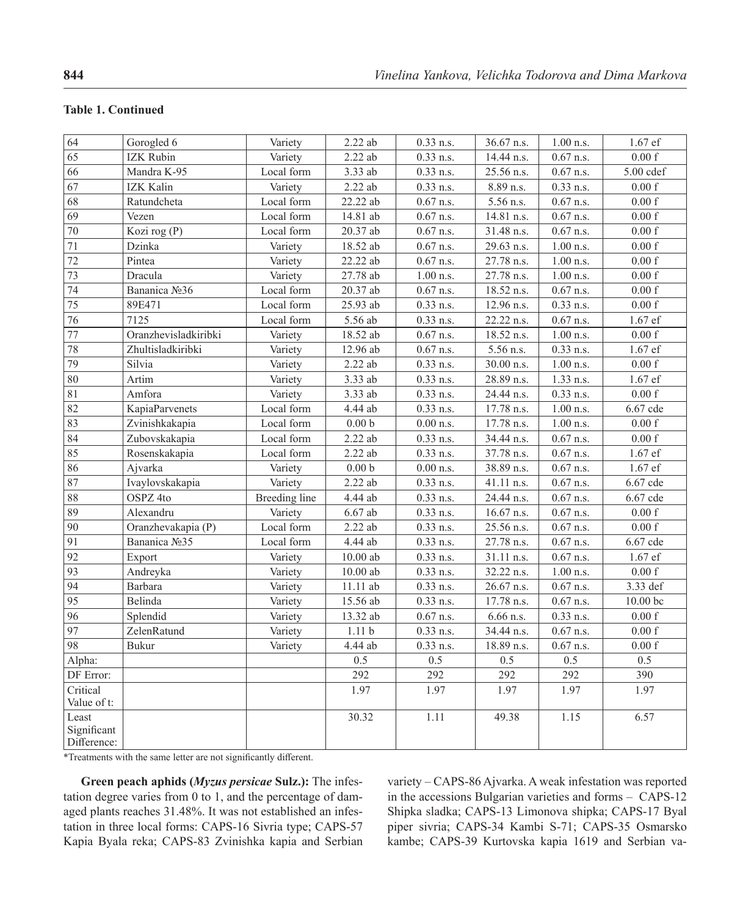**Table 1. Continued**

| | | | | | | | |
|---|---|---|---|---|---|---|---|
| 64 | Gorogled 6 | Variety | 2.22 ab | 0.33 n.s. | 36.67 n.s. | 1.00 n.s. | 1.67 ef |
| 65 | IZK Rubin | Variety | 2.22 ab | 0.33 n.s. | 14.44 n.s. | 0.67 n.s. | 0.00 f |
| 66 | Mandra K-95 | Local form | 3.33 ab | 0.33 n.s. | 25.56 n.s. | 0.67 n.s. | 5.00 cdef |
| 67 | IZK Kalin | Variety | 2.22 ab | 0.33 n.s. | 8.89 n.s. | 0.33 n.s. | 0.00 f |
| 68 | Ratundcheta | Local form | 22.22 ab | 0.67 n.s. | 5.56 n.s. | 0.67 n.s. | 0.00 f |
| 69 | Vezen | Local form | 14.81 ab | 0.67 n.s. | 14.81 n.s. | 0.67 n.s. | 0.00 f |
| 70 | Kozi rog (P) | Local form | 20.37 ab | 0.67 n.s. | 31.48 n.s. | 0.67 n.s. | 0.00 f |
| 71 | Dzinka | Variety | 18.52 ab | 0.67 n.s. | 29.63 n.s. | 1.00 n.s. | 0.00 f |
| 72 | Pintea | Variety | 22.22 ab | 0.67 n.s. | 27.78 n.s. | 1.00 n.s. | 0.00 f |
| 73 | Dracula | Variety | 27.78 ab | 1.00 n.s. | 27.78 n.s. | 1.00 n.s. | 0.00 f |
| 74 | Bananica №36 | Local form | 20.37 ab | 0.67 n.s. | 18.52 n.s. | 0.67 n.s. | 0.00 f |
| 75 | 89E471 | Local form | 25.93 ab | 0.33 n.s. | 12.96 n.s. | 0.33 n.s. | 0.00 f |
| 76 | 7125 | Local form | 5.56 ab | 0.33 n.s. | 22.22 n.s. | 0.67 n.s. | 1.67 ef |
| 77 | Oranzhevisladkiribki | Variety | 18.52 ab | 0.67 n.s. | 18.52 n.s. | 1.00 n.s. | 0.00 f |
| 78 | Zhultisladkiribki | Variety | 12.96 ab | 0.67 n.s. | 5.56 n.s. | 0.33 n.s. | 1.67 ef |
| 79 | Silvia | Variety | 2.22 ab | 0.33 n.s. | 30.00 n.s. | 1.00 n.s. | 0.00 f |
| 80 | Artim | Variety | 3.33 ab | 0.33 n.s. | 28.89 n.s. | 1.33 n.s. | 1.67 ef |
| 81 | Amfora | Variety | 3.33 ab | 0.33 n.s. | 24.44 n.s. | 0.33 n.s. | 0.00 f |
| 82 | KapiaParvenets | Local form | 4.44 ab | 0.33 n.s. | 17.78 n.s. | 1.00 n.s. | 6.67 cde |
| 83 | Zvinishkakapia | Local form | 0.00 b | 0.00 n.s. | 17.78 n.s. | 1.00 n.s. | 0.00 f |
| 84 | Zubovskakapia | Local form | 2.22 ab | 0.33 n.s. | 34.44 n.s. | 0.67 n.s. | 0.00 f |
| 85 | Rosenskakapia | Local form | 2.22 ab | 0.33 n.s. | 37.78 n.s. | 0.67 n.s. | 1.67 ef |
| 86 | Ajvarka | Variety | 0.00 b | 0.00 n.s. | 38.89 n.s. | 0.67 n.s. | 1.67 ef |
| 87 | Ivaylovskakapia | Variety | 2.22 ab | 0.33 n.s. | 41.11 n.s. | 0.67 n.s. | 6.67 cde |
| 88 | OSPZ 4to | Breeding line | 4.44 ab | 0.33 n.s. | 24.44 n.s. | 0.67 n.s. | 6.67 cde |
| 89 | Alexandru | Variety | 6.67 ab | 0.33 n.s. | 16.67 n.s. | 0.67 n.s. | 0.00 f |
| 90 | Oranzhevakapia (P) | Local form | 2.22 ab | 0.33 n.s. | 25.56 n.s. | 0.67 n.s. | 0.00 f |
| 91 | Bananica №35 | Local form | 4.44 ab | 0.33 n.s. | 27.78 n.s. | 0.67 n.s. | 6.67 cde |
| 92 | Export | Variety | 10.00 ab | 0.33 n.s. | 31.11 n.s. | 0.67 n.s. | 1.67 ef |
| 93 | Andreyka | Variety | 10.00 ab | 0.33 n.s. | 32.22 n.s. | 1.00 n.s. | 0.00 f |
| 94 | Barbara | Variety | 11.11 ab | 0.33 n.s. | 26.67 n.s. | 0.67 n.s. | 3.33 def |
| 95 | Belinda | Variety | 15.56 ab | 0.33 n.s. | 17.78 n.s. | 0.67 n.s. | 10.00 bc |
| 96 | Splendid | Variety | 13.32 ab | 0.67 n.s. | 6.66 n.s. | 0.33 n.s. | 0.00 f |
| 97 | ZelenRatund | Variety | 1.11 b | 0.33 n.s. | 34.44 n.s. | 0.67 n.s. | 0.00 f |
| 98 | Bukur | Variety | 4.44 ab | 0.33 n.s. | 18.89 n.s. | 0.67 n.s. | 0.00 f |
| Alpha: | | | 0.5 | 0.5 | 0.5 | 0.5 | 0.5 |
| DF Error: | | | 292 | 292 | 292 | 292 | 390 |
| Critical Value of t: | | | 1.97 | 1.97 | 1.97 | 1.97 | 1.97 |
| Least Significant Difference: | | | 30.32 | 1.11 | 49.38 | 1.15 | 6.57 |

*Treatments with the same letter are not significantly different.

**Green peach aphids (*Myzus persicae* Sulz.):** The infestation degree varies from 0 to 1, and the percentage of damaged plants reaches 31.48%. It was not established an infestation in three local forms: CAPS-16 Sivria type; CAPS-57 Kapia Byala reka; CAPS-83 Zvinishka kapia and Serbian variety – CAPS-86 Ajvarka. A weak infestation was reported in the accessions Bulgarian varieties and forms – CAPS-12 Shipka sladka; CAPS-13 Limonova shipka; CAPS-17 Byal piper sivria; CAPS-34 Kambi S-71; CAPS-35 Osmarsko kambe; CAPS-39 Kurtovska kapia 1619 and Serbian va-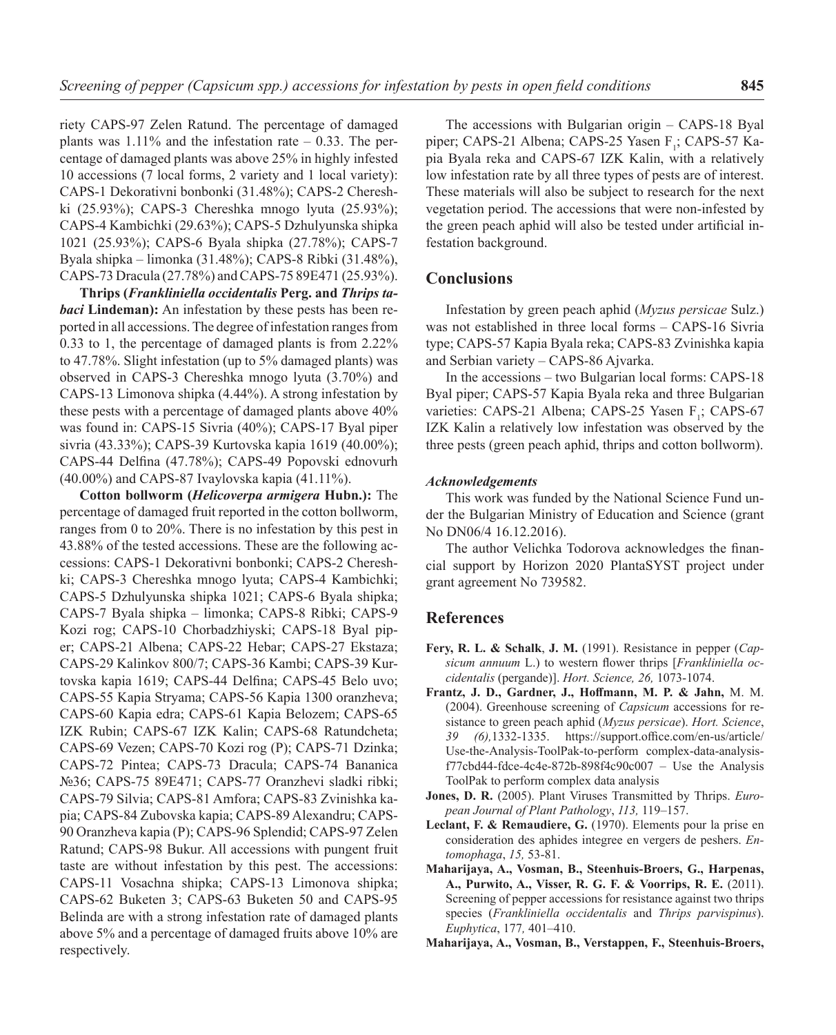riety CAPS-97 Zelen Ratund. The percentage of damaged plants was 1.11% and the infestation rate – 0.33. The percentage of damaged plants was above 25% in highly infested 10 accessions (7 local forms, 2 variety and 1 local variety): CAPS-1 Dekorativni bonbonki (31.48%); CAPS-2 Chereshki (25.93%); CAPS-3 Chereshka mnogo lyuta (25.93%); CAPS-4 Kambichki (29.63%); CAPS-5 Dzhulyunska shipka 1021 (25.93%); CAPS-6 Byala shipka (27.78%); CAPS-7 Byala shipka – limonka (31.48%); CAPS-8 Ribki (31.48%), CAPS-73 Dracula (27.78%) and CAPS-75 89E471 (25.93%).

**Thrips (*Frankliniella occidentalis* Perg. and *Thrips tabaci* Lindeman):** An infestation by these pests has been reported in all accessions. The degree of infestation ranges from 0.33 to 1, the percentage of damaged plants is from 2.22% to 47.78%. Slight infestation (up to 5% damaged plants) was observed in CAPS-3 Chereshka mnogo lyuta (3.70%) and CAPS-13 Limonova shipka (4.44%). A strong infestation by these pests with a percentage of damaged plants above 40% was found in: CAPS-15 Sivria (40%); CAPS-17 Byal piper sivria (43.33%); CAPS-39 Kurtovska kapia 1619 (40.00%); CAPS-44 Delfina (47.78%); CAPS-49 Popovski ednovurh (40.00%) and CAPS-87 Ivaylovska kapia (41.11%).

**Cotton bollworm (*Helicoverpa armigera* Hubn.):** The percentage of damaged fruit reported in the cotton bollworm, ranges from 0 to 20%. There is no infestation by this pest in 43.88% of the tested accessions. These are the following accessions: CAPS-1 Dekorativni bonbonki; CAPS-2 Chereshki; CAPS-3 Chereshka mnogo lyuta; CAPS-4 Kambichki; CAPS-5 Dzhulyunska shipka 1021; CAPS-6 Byala shipka; CAPS-7 Byala shipka – limonka; CAPS-8 Ribki; CAPS-9 Kozi rog; CAPS-10 Chorbadzhiyski; CAPS-18 Byal piper; CAPS-21 Albena; CAPS-22 Hebar; CAPS-27 Ekstaza; CAPS-29 Kalinkov 800/7; CAPS-36 Kambi; CAPS-39 Kurtovska kapia 1619; CAPS-44 Delfina; CAPS-45 Belo uvo; CAPS-55 Kapia Stryama; CAPS-56 Kapia 1300 oranzheva; CAPS-60 Kapia edra; CAPS-61 Kapia Belozem; CAPS-65 IZK Rubin; CAPS-67 IZK Kalin; CAPS-68 Ratundcheta; CAPS-69 Vezen; CAPS-70 Kozi rog (P); CAPS-71 Dzinka; CAPS-72 Pintea; CAPS-73 Dracula; CAPS-74 Bananica №36; CAPS-75 89E471; CAPS-77 Oranzhevi sladki ribki; CAPS-79 Silvia; CAPS-81 Amfora; CAPS-83 Zvinishka kapia; CAPS-84 Zubovska kapia; CAPS-89 Alexandru; CAPS-90 Oranzheva kapia (P); CAPS-96 Splendid; CAPS-97 Zelen Ratund; CAPS-98 Bukur. All accessions with pungent fruit taste are without infestation by this pest. The accessions: CAPS-11 Vosachna shipka; CAPS-13 Limonova shipka; CAPS-62 Buketen 3; CAPS-63 Buketen 50 and CAPS-95 Belinda are with a strong infestation rate of damaged plants above 5% and a percentage of damaged fruits above 10% are respectively.

The accessions with Bulgarian origin – CAPS-18 Byal piper; CAPS-21 Albena; CAPS-25 Yasen $F_1$; CAPS-57 Kapia Byala reka and CAPS-67 IZK Kalin, with a relatively low infestation rate by all three types of pests are of interest. These materials will also be subject to research for the next vegetation period. The accessions that were non-infested by the green peach aphid will also be tested under artificial infestation background.

## Conclusions

Infestation by green peach aphid (*Myzus persicae* Sulz.) was not established in three local forms – CAPS-16 Sivria type; CAPS-57 Kapia Byala reka; CAPS-83 Zvinishka kapia and Serbian variety – CAPS-86 Ajvarka.

In the accessions – two Bulgarian local forms: CAPS-18 Byal piper; CAPS-57 Kapia Byala reka and three Bulgarian varieties: CAPS-21 Albena; CAPS-25 Yasen $F_1$; CAPS-67 IZK Kalin a relatively low infestation was observed by the three pests (green peach aphid, thrips and cotton bollworm).

### *Acknowledgements*

This work was funded by the National Science Fund under the Bulgarian Ministry of Education and Science (grant No DN06/4 16.12.2016).

The author Velichka Todorova acknowledges the financial support by Horizon 2020 PlantaSYST project under grant agreement No 739582.

## References

**Fery, R. L. & Schalk**, **J. M.** (1991). Resistance in pepper (*Capsicum annuum* L.) to western flower thrips [*Frankliniella occidentalis* (pergande)]. *Hort. Science, 26,* 1073-1074.

**Frantz, J. D., Gardner, J., Hoffmann, M. P. & Jahn,** M. M. (2004). Greenhouse screening of *Capsicum* accessions for resistance to green peach aphid (*Myzus persicae*). *Hort. Science*, *39 (6),*1332-1335. https://support.office.com/en-us/article/Use-the-Analysis-ToolPak-to-perform complex-data-analysis-f77cbd44-fdce-4c4e-872b-898f4c90c007 – Use the Analysis ToolPak to perform complex data analysis

**Jones, D. R.** (2005). Plant Viruses Transmitted by Thrips. *European Journal of Plant Pathology*, *113,* 119–157.

**Leclant, F. & Remaudiere, G.** (1970). Elements pour la prise en consideration des aphides integree en vergers de peshers. *Entomophaga*, *15,* 53-81.

**Maharijaya, A., Vosman, B., Steenhuis-Broers, G., Harpenas, A., Purwito, A., Visser, R. G. F. & Voorrips, R. E.** (2011). Screening of pepper accessions for resistance against two thrips species (*Frankliniella occidentalis* and *Thrips parvispinus*). *Euphytica*, 177*,* 401–410.

**Maharijaya, A., Vosman, B., Verstappen, F., Steenhuis-Broers,**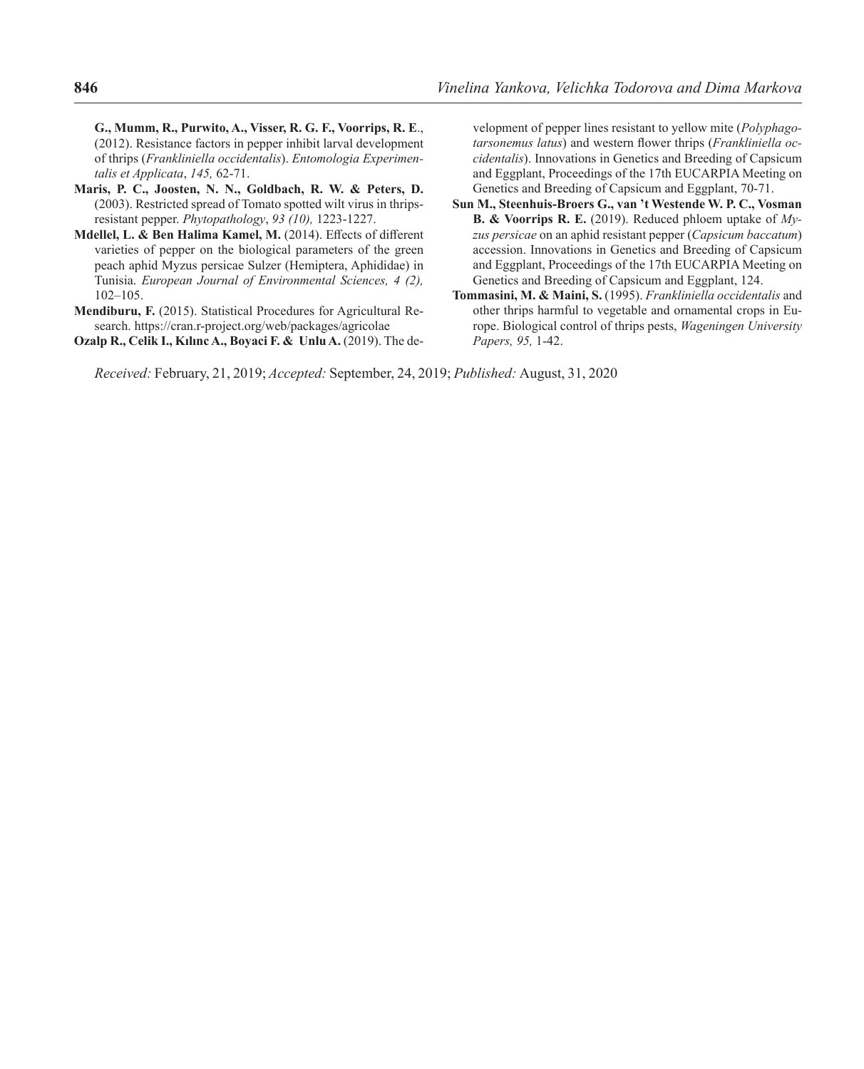**G., Mumm, R., Purwito, A., Visser, R. G. F., Voorrips, R. E**., (2012). Resistance factors in pepper inhibit larval development of thrips (*Frankliniella occidentalis*). *Entomologia Experimentalis et Applicata*, *145,* 62-71.

**Maris, P. C., Joosten, N. N., Goldbach, R. W. & Peters, D.** (2003). Restricted spread of Tomato spotted wilt virus in thrips-resistant pepper. *Phytopathology*, *93 (10),* 1223-1227.

**Mdellel, L. & Ben Halima Kamel, M.** (2014). Effects of different varieties of pepper on the biological parameters of the green peach aphid Myzus persicae Sulzer (Hemiptera, Aphididae) in Tunisia. *European Journal of Environmental Sciences, 4 (2),* 102–105.

**Mendiburu, F.** (2015). Statistical Procedures for Agricultural Research. https://cran.r-project.org/web/packages/agricolae

**Ozalp R., Celik I., Kılınc A., Boyaci F. & Unlu A.** (2019). The development of pepper lines resistant to yellow mite (*Polyphagotarsonemus latus*) and western flower thrips (*Frankliniella occidentalis*). Innovations in Genetics and Breeding of Capsicum and Eggplant, Proceedings of the 17th EUCARPIA Meeting on Genetics and Breeding of Capsicum and Eggplant, 70-71.

**Sun M., Steenhuis-Broers G., van 't Westende W. P. C., Vosman B. & Voorrips R. E.** (2019). Reduced phloem uptake of *Myzus persicae* on an aphid resistant pepper (*Capsicum baccatum*) accession. Innovations in Genetics and Breeding of Capsicum and Eggplant, Proceedings of the 17th EUCARPIA Meeting on Genetics and Breeding of Capsicum and Eggplant, 124.

**Tommasini, M. & Maini, S.** (1995). *Frankliniella occidentalis* and other thrips harmful to vegetable and ornamental crops in Europe. Biological control of thrips pests, *Wageningen University Papers, 95,* 1-42.

*Received:* February, 21, 2019; *Accepted:* September, 24, 2019; *Published:* August, 31, 2020